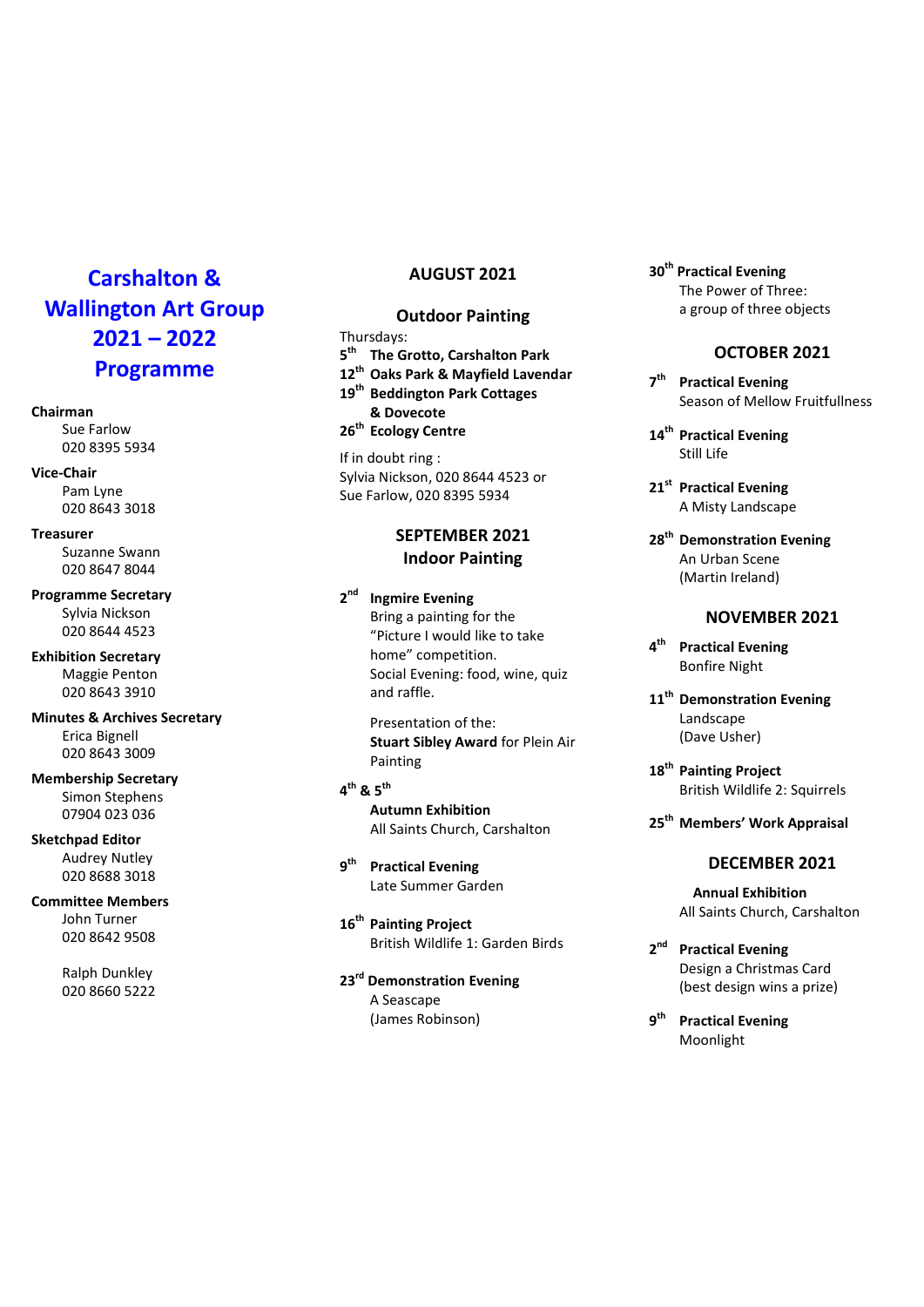# Carshalton & Wallington Art Group 2021 – 2022 Programme

**Chairman**
Sue Farlow
020 8395 5934

**Vice-Chair**
Pam Lyne
020 8643 3018

**Treasurer**
Suzanne Swann
020 8647 8044

**Programme Secretary**
Sylvia Nickson
020 8644 4523

**Exhibition Secretary**
Maggie Penton
020 8643 3910

**Minutes & Archives Secretary**
Erica Bignell
020 8643 3009

**Membership Secretary**
Simon Stephens
07904 023 036

**Sketchpad Editor**
Audrey Nutley
020 8688 3018

**Committee Members**
John Turner
020 8642 9508

Ralph Dunkley
020 8660 5222

## AUGUST 2021

### Outdoor Painting

Thursdays:
**5th The Grotto, Carshalton Park**
**12th Oaks Park & Mayfield Lavendar**
**19th Beddington Park Cottages & Dovecote**
**26th Ecology Centre**

If in doubt ring :
Sylvia Nickson, 020 8644 4523 or
Sue Farlow, 020 8395 5934

## SEPTEMBER 2021

### Indoor Painting

**2nd Ingmire Evening**
Bring a painting for the "Picture I would like to take home" competition.
Social Evening: food, wine, quiz and raffle.

Presentation of the:
**Stuart Sibley Award** for Plein Air Painting

**4th & 5th**
**Autumn Exhibition**
All Saints Church, Carshalton

**9th Practical Evening**
Late Summer Garden

**16th Painting Project**
British Wildlife 1: Garden Birds

**23rd Demonstration Evening**
A Seascape
(James Robinson)

**30th Practical Evening**
The Power of Three:
a group of three objects

## OCTOBER 2021

**7th Practical Evening**
Season of Mellow Fruitfullness

**14th Practical Evening**
Still Life

**21st Practical Evening**
A Misty Landscape

**28th Demonstration Evening**
An Urban Scene
(Martin Ireland)

## NOVEMBER 2021

**4th Practical Evening**
Bonfire Night

**11th Demonstration Evening**
Landscape
(Dave Usher)

**18th Painting Project**
British Wildlife 2: Squirrels

**25th Members' Work Appraisal**

## DECEMBER 2021

**Annual Exhibition**
All Saints Church, Carshalton

**2nd Practical Evening**
Design a Christmas Card
(best design wins a prize)

**9th Practical Evening**
Moonlight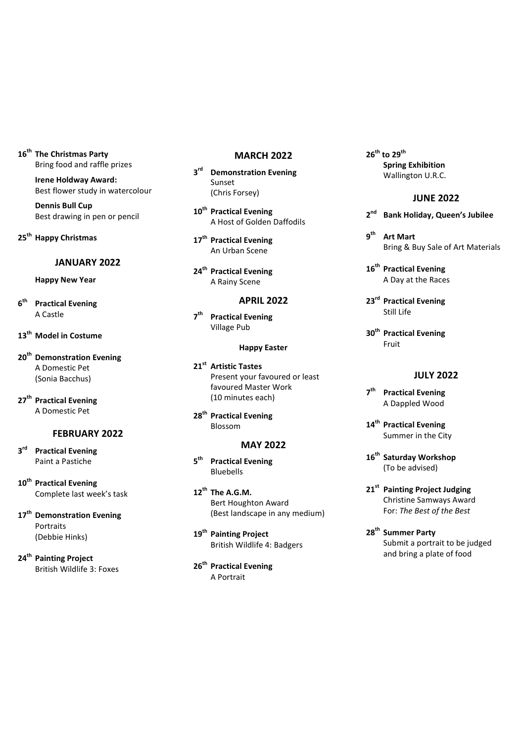16th **The Christmas Party**
Bring food and raffle prizes

**Irene Holdway Award:**
Best flower study in watercolour

**Dennis Bull Cup**
Best drawing in pen or pencil

25th **Happy Christmas**

## JANUARY 2022

**Happy New Year**

6th **Practical Evening**
A Castle

13th **Model in Costume**

20th **Demonstration Evening**
A Domestic Pet
(Sonia Bacchus)

27th **Practical Evening**
A Domestic Pet

## FEBRUARY 2022

3rd **Practical Evening**
Paint a Pastiche

10th **Practical Evening**
Complete last week's task

17th **Demonstration Evening**
Portraits
(Debbie Hinks)

24th **Painting Project**
British Wildlife 3: Foxes

## MARCH 2022

3rd **Demonstration Evening**
Sunset
(Chris Forsey)

10th **Practical Evening**
A Host of Golden Daffodils

17th **Practical Evening**
An Urban Scene

24th **Practical Evening**
A Rainy Scene

## APRIL 2022

7th **Practical Evening**
Village Pub

**Happy Easter**

21st **Artistic Tastes**
Present your favoured or least favoured Master Work
(10 minutes each)

28th **Practical Evening**
Blossom

## MAY 2022

5th **Practical Evening**
Bluebells

12th **The A.G.M.**
Bert Houghton Award
(Best landscape in any medium)

19th **Painting Project**
British Wildlife 4: Badgers

26th **Practical Evening**
A Portrait

26th to 29th
**Spring Exhibition**
Wallington U.R.C.

## JUNE 2022

2nd **Bank Holiday, Queen's Jubilee**

9th **Art Mart**
Bring & Buy Sale of Art Materials

16th **Practical Evening**
A Day at the Races

23rd **Practical Evening**
Still Life

30th **Practical Evening**
Fruit

## JULY 2022

7th **Practical Evening**
A Dappled Wood

14th **Practical Evening**
Summer in the City

16th **Saturday Workshop**
(To be advised)

21st **Painting Project Judging**
Christine Samways Award
For: *The Best of the Best*

28th **Summer Party**
Submit a portrait to be judged and bring a plate of food